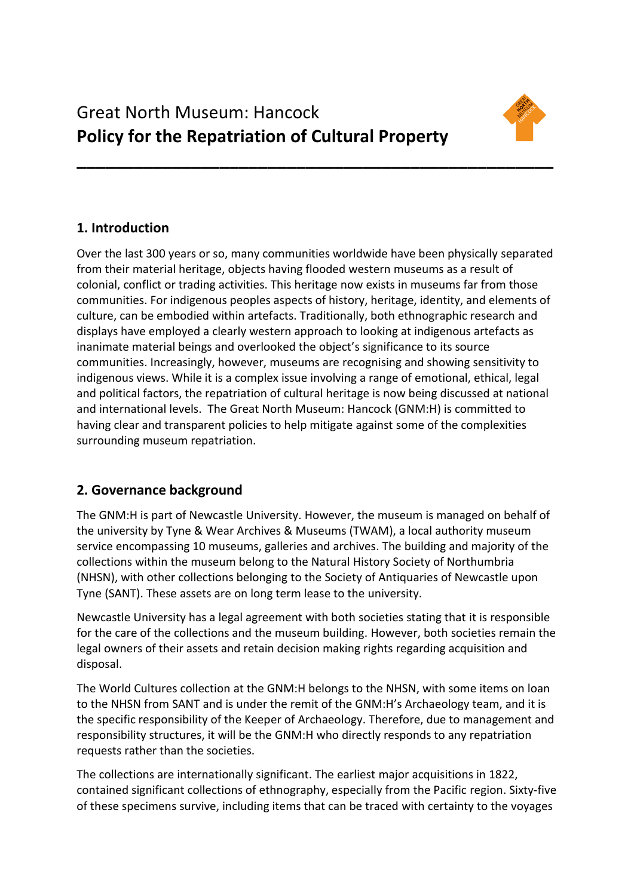# Great North Museum: Hancock
# **Policy for the Repatriation of Cultural Property**

## 1. Introduction

Over the last 300 years or so, many communities worldwide have been physically separated from their material heritage, objects having flooded western museums as a result of colonial, conflict or trading activities. This heritage now exists in museums far from those communities. For indigenous peoples aspects of history, heritage, identity, and elements of culture, can be embodied within artefacts. Traditionally, both ethnographic research and displays have employed a clearly western approach to looking at indigenous artefacts as inanimate material beings and overlooked the object's significance to its source communities. Increasingly, however, museums are recognising and showing sensitivity to indigenous views. While it is a complex issue involving a range of emotional, ethical, legal and political factors, the repatriation of cultural heritage is now being discussed at national and international levels. The Great North Museum: Hancock (GNM:H) is committed to having clear and transparent policies to help mitigate against some of the complexities surrounding museum repatriation.

## 2. Governance background

The GNM:H is part of Newcastle University. However, the museum is managed on behalf of the university by Tyne & Wear Archives & Museums (TWAM), a local authority museum service encompassing 10 museums, galleries and archives. The building and majority of the collections within the museum belong to the Natural History Society of Northumbria (NHSN), with other collections belonging to the Society of Antiquaries of Newcastle upon Tyne (SANT). These assets are on long term lease to the university.

Newcastle University has a legal agreement with both societies stating that it is responsible for the care of the collections and the museum building. However, both societies remain the legal owners of their assets and retain decision making rights regarding acquisition and disposal.

The World Cultures collection at the GNM:H belongs to the NHSN, with some items on loan to the NHSN from SANT and is under the remit of the GNM:H's Archaeology team, and it is the specific responsibility of the Keeper of Archaeology. Therefore, due to management and responsibility structures, it will be the GNM:H who directly responds to any repatriation requests rather than the societies.

The collections are internationally significant. The earliest major acquisitions in 1822, contained significant collections of ethnography, especially from the Pacific region. Sixty-five of these specimens survive, including items that can be traced with certainty to the voyages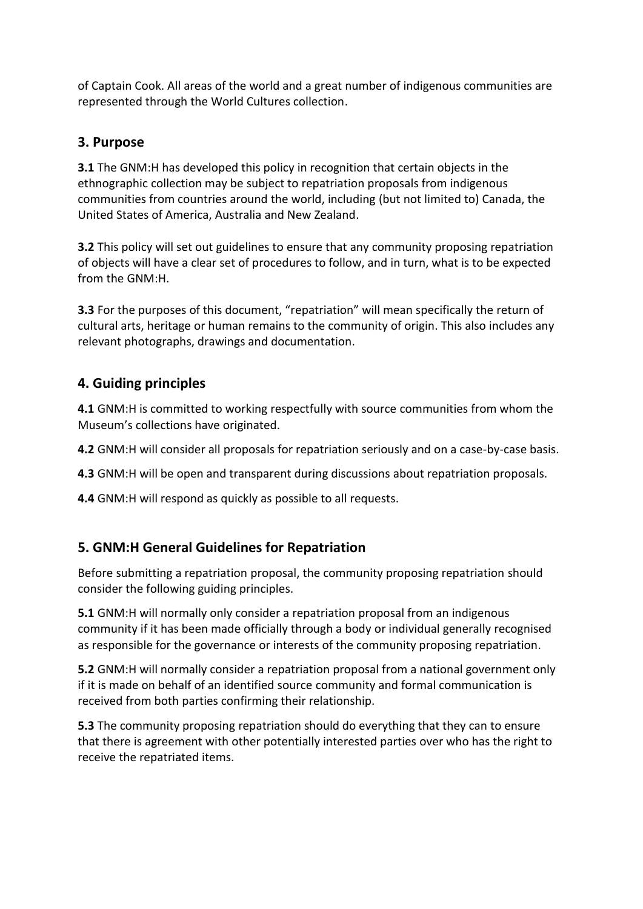of Captain Cook. All areas of the world and a great number of indigenous communities are represented through the World Cultures collection.

## 3. Purpose

**3.1** The GNM:H has developed this policy in recognition that certain objects in the ethnographic collection may be subject to repatriation proposals from indigenous communities from countries around the world, including (but not limited to) Canada, the United States of America, Australia and New Zealand.

**3.2** This policy will set out guidelines to ensure that any community proposing repatriation of objects will have a clear set of procedures to follow, and in turn, what is to be expected from the GNM:H.

**3.3** For the purposes of this document, "repatriation" will mean specifically the return of cultural arts, heritage or human remains to the community of origin. This also includes any relevant photographs, drawings and documentation.

## 4. Guiding principles

**4.1** GNM:H is committed to working respectfully with source communities from whom the Museum's collections have originated.

**4.2** GNM:H will consider all proposals for repatriation seriously and on a case-by-case basis.

**4.3** GNM:H will be open and transparent during discussions about repatriation proposals.

**4.4** GNM:H will respond as quickly as possible to all requests.

## 5. GNM:H General Guidelines for Repatriation

Before submitting a repatriation proposal, the community proposing repatriation should consider the following guiding principles.

**5.1** GNM:H will normally only consider a repatriation proposal from an indigenous community if it has been made officially through a body or individual generally recognised as responsible for the governance or interests of the community proposing repatriation.

**5.2** GNM:H will normally consider a repatriation proposal from a national government only if it is made on behalf of an identified source community and formal communication is received from both parties confirming their relationship.

**5.3** The community proposing repatriation should do everything that they can to ensure that there is agreement with other potentially interested parties over who has the right to receive the repatriated items.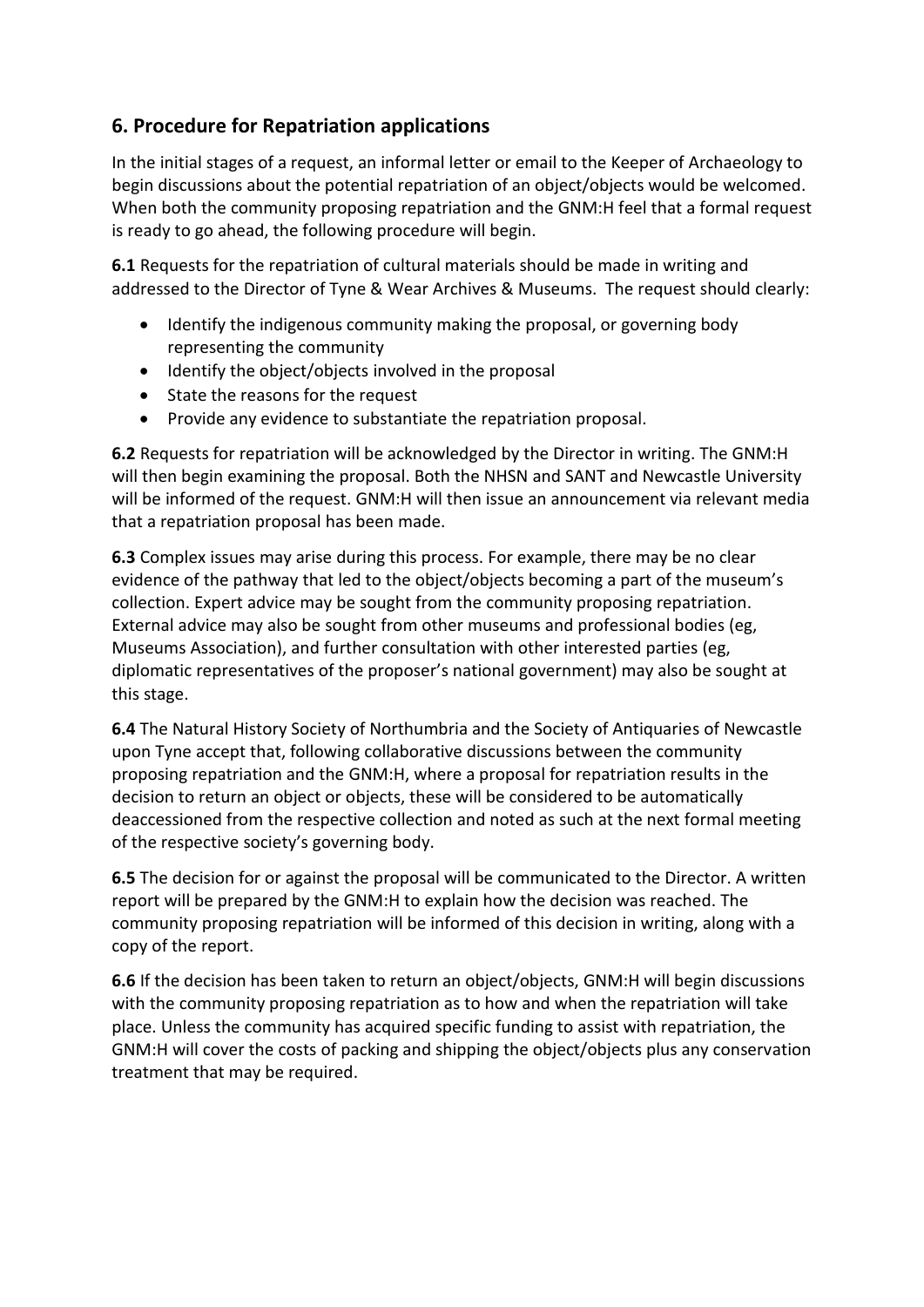## 6. Procedure for Repatriation applications

In the initial stages of a request, an informal letter or email to the Keeper of Archaeology to begin discussions about the potential repatriation of an object/objects would be welcomed. When both the community proposing repatriation and the GNM:H feel that a formal request is ready to go ahead, the following procedure will begin.

**6.1** Requests for the repatriation of cultural materials should be made in writing and addressed to the Director of Tyne & Wear Archives & Museums. The request should clearly:

- Identify the indigenous community making the proposal, or governing body representing the community
- Identify the object/objects involved in the proposal
- State the reasons for the request
- Provide any evidence to substantiate the repatriation proposal.

**6.2** Requests for repatriation will be acknowledged by the Director in writing. The GNM:H will then begin examining the proposal. Both the NHSN and SANT and Newcastle University will be informed of the request. GNM:H will then issue an announcement via relevant media that a repatriation proposal has been made.

**6.3** Complex issues may arise during this process. For example, there may be no clear evidence of the pathway that led to the object/objects becoming a part of the museum's collection. Expert advice may be sought from the community proposing repatriation. External advice may also be sought from other museums and professional bodies (eg, Museums Association), and further consultation with other interested parties (eg, diplomatic representatives of the proposer's national government) may also be sought at this stage.

**6.4** The Natural History Society of Northumbria and the Society of Antiquaries of Newcastle upon Tyne accept that, following collaborative discussions between the community proposing repatriation and the GNM:H, where a proposal for repatriation results in the decision to return an object or objects, these will be considered to be automatically deaccessioned from the respective collection and noted as such at the next formal meeting of the respective society's governing body.

**6.5** The decision for or against the proposal will be communicated to the Director. A written report will be prepared by the GNM:H to explain how the decision was reached. The community proposing repatriation will be informed of this decision in writing, along with a copy of the report.

**6.6** If the decision has been taken to return an object/objects, GNM:H will begin discussions with the community proposing repatriation as to how and when the repatriation will take place. Unless the community has acquired specific funding to assist with repatriation, the GNM:H will cover the costs of packing and shipping the object/objects plus any conservation treatment that may be required.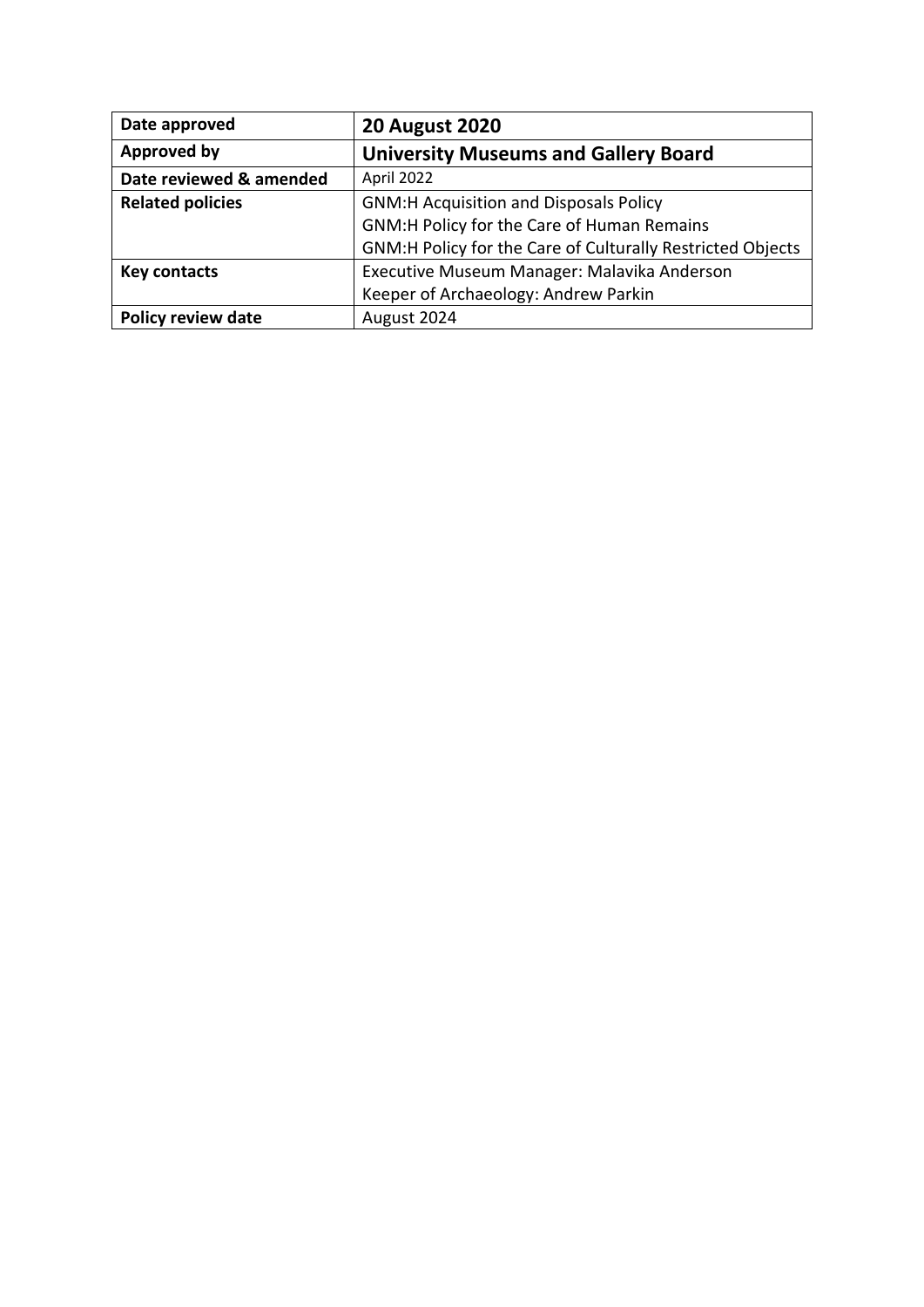| | |
|---|---|
| **Date approved** | **20 August 2020** |
| **Approved by** | **University Museums and Gallery Board** |
| **Date reviewed & amended** | April 2022 |
| **Related policies** | GNM:H Acquisition and Disposals Policy<br>GNM:H Policy for the Care of Human Remains<br>GNM:H Policy for the Care of Culturally Restricted Objects |
| **Key contacts** | Executive Museum Manager: Malavika Anderson<br>Keeper of Archaeology: Andrew Parkin |
| **Policy review date** | August 2024 |